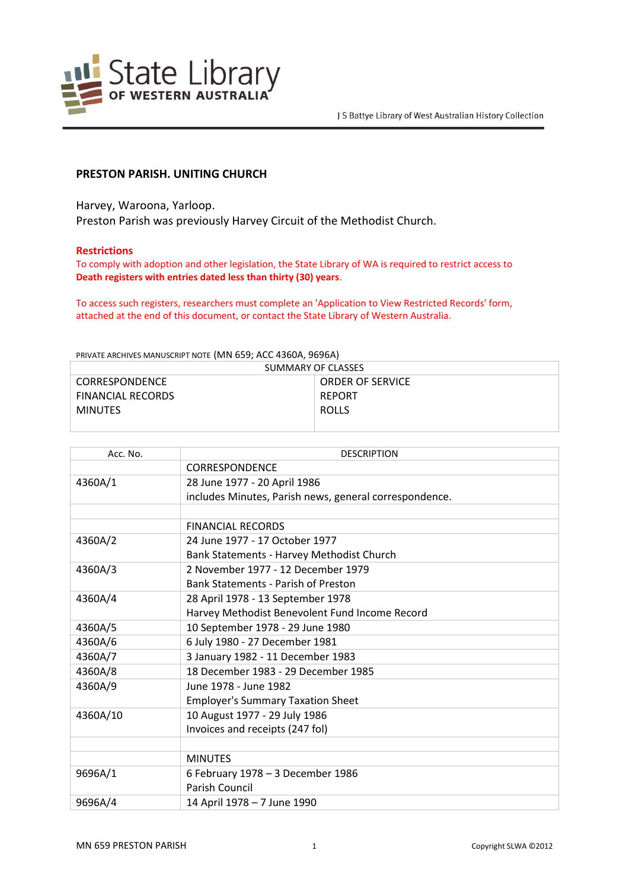State Library OF WESTERN AUSTRALIA

J S Battye Library of West Australian History Collection

## PRESTON PARISH. UNITING CHURCH

Harvey, Waroona, Yarloop.
Preston Parish was previously Harvey Circuit of the Methodist Church.

**Restrictions**
To comply with adoption and other legislation, the State Library of WA is required to restrict access to **Death registers with entries dated less than thirty (30) years**.

To access such registers, researchers must complete an 'Application to View Restricted Records' form, attached at the end of this document, or contact the State Library of Western Australia.

PRIVATE ARCHIVES MANUSCRIPT NOTE (MN 659; ACC 4360A, 9696A)

| SUMMARY OF CLASSES | |
|---|---|
| CORRESPONDENCE<br>FINANCIAL RECORDS<br>MINUTES | ORDER OF SERVICE<br>REPORT<br>ROLLS |

| Acc. No. | DESCRIPTION |
|---|---|
| | CORRESPONDENCE |
| 4360A/1 | 28 June 1977 - 20 April 1986<br>includes Minutes, Parish news, general correspondence. |
| | |
| | FINANCIAL RECORDS |
| 4360A/2 | 24 June 1977 - 17 October 1977<br>Bank Statements - Harvey Methodist Church |
| 4360A/3 | 2 November 1977 - 12 December 1979<br>Bank Statements - Parish of Preston |
| 4360A/4 | 28 April 1978 - 13 September 1978<br>Harvey Methodist Benevolent Fund Income Record |
| 4360A/5 | 10 September 1978 - 29 June 1980 |
| 4360A/6 | 6 July 1980 - 27 December 1981 |
| 4360A/7 | 3 January 1982 - 11 December 1983 |
| 4360A/8 | 18 December 1983 - 29 December 1985 |
| 4360A/9 | June 1978 - June 1982<br>Employer's Summary Taxation Sheet |
| 4360A/10 | 10 August 1977 - 29 July 1986<br>Invoices and receipts (247 fol) |
| | |
| | MINUTES |
| 9696A/1 | 6 February 1978 – 3 December 1986<br>Parish Council |
| 9696A/4 | 14 April 1978 – 7 June 1990 |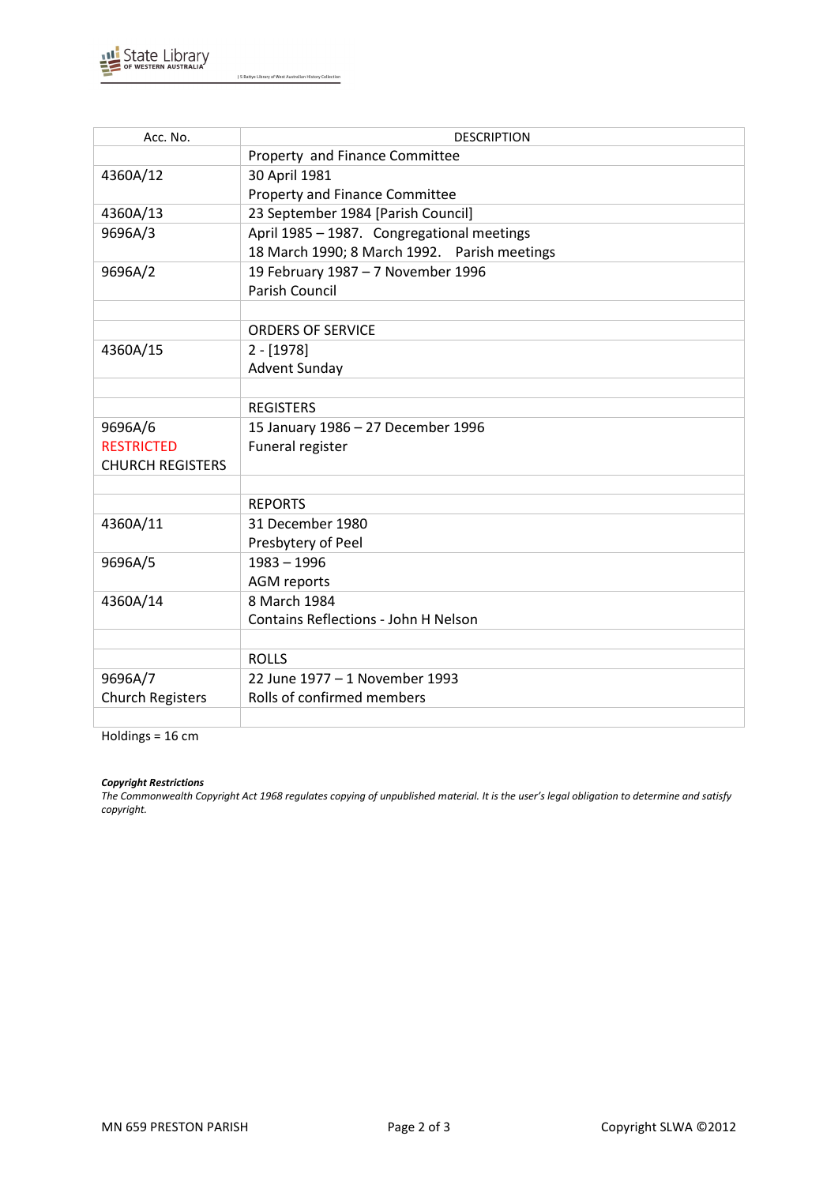| Acc. No. | DESCRIPTION |
|---|---|
| | Property and Finance Committee |
| 4360A/12 | 30 April 1981<br>Property and Finance Committee |
| 4360A/13 | 23 September 1984 [Parish Council] |
| 9696A/3 | April 1985 – 1987. Congregational meetings<br>18 March 1990; 8 March 1992. Parish meetings |
| 9696A/2 | 19 February 1987 – 7 November 1996<br>Parish Council |
| | |
| | ORDERS OF SERVICE |
| 4360A/15 | 2 - [1978]<br>Advent Sunday |
| | |
| | REGISTERS |
| 9696A/6<br>RESTRICTED<br>CHURCH REGISTERS | 15 January 1986 – 27 December 1996<br>Funeral register |
| | |
| | REPORTS |
| 4360A/11 | 31 December 1980<br>Presbytery of Peel |
| 9696A/5 | 1983 – 1996<br>AGM reports |
| 4360A/14 | 8 March 1984<br>Contains Reflections - John H Nelson |
| | |
| | ROLLS |
| 9696A/7<br>Church Registers | 22 June 1977 – 1 November 1993<br>Rolls of confirmed members |
| | |

Holdings = 16 cm

***Copyright Restrictions***
*The Commonwealth Copyright Act 1968 regulates copying of unpublished material. It is the user's legal obligation to determine and satisfy copyright.*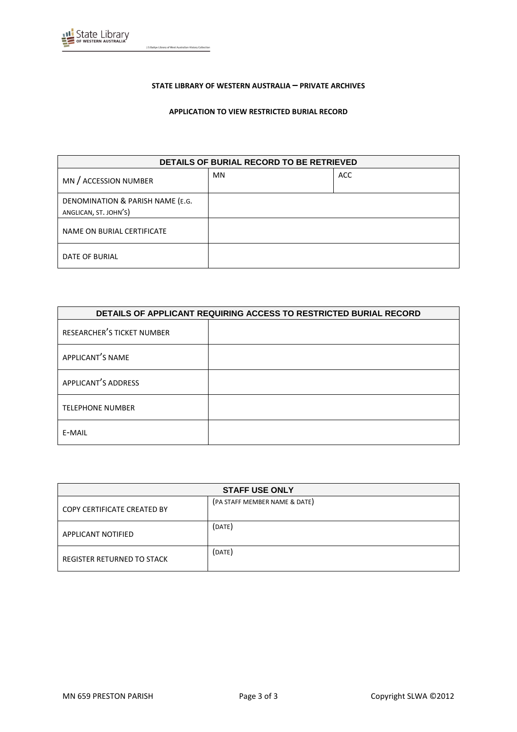**STATE LIBRARY OF WESTERN AUSTRALIA – PRIVATE ARCHIVES**

**APPLICATION TO VIEW RESTRICTED BURIAL RECORD**

| DETAILS OF BURIAL RECORD TO BE RETRIEVED | | |
|---|---|---|
| MN / ACCESSION NUMBER | MN | ACC |
| DENOMINATION & PARISH NAME (E.G. ANGLICAN, ST. JOHN'S) | | |
| NAME ON BURIAL CERTIFICATE | | |
| DATE OF BURIAL | | |

| DETAILS OF APPLICANT REQUIRING ACCESS TO RESTRICTED BURIAL RECORD | |
|---|---|
| RESEARCHER'S TICKET NUMBER | |
| APPLICANT'S NAME | |
| APPLICANT'S ADDRESS | |
| TELEPHONE NUMBER | |
| E-MAIL | |

| STAFF USE ONLY | |
|---|---|
| COPY CERTIFICATE CREATED BY | (PA STAFF MEMBER NAME & DATE) |
| APPLICANT NOTIFIED | (DATE) |
| REGISTER RETURNED TO STACK | (DATE) |